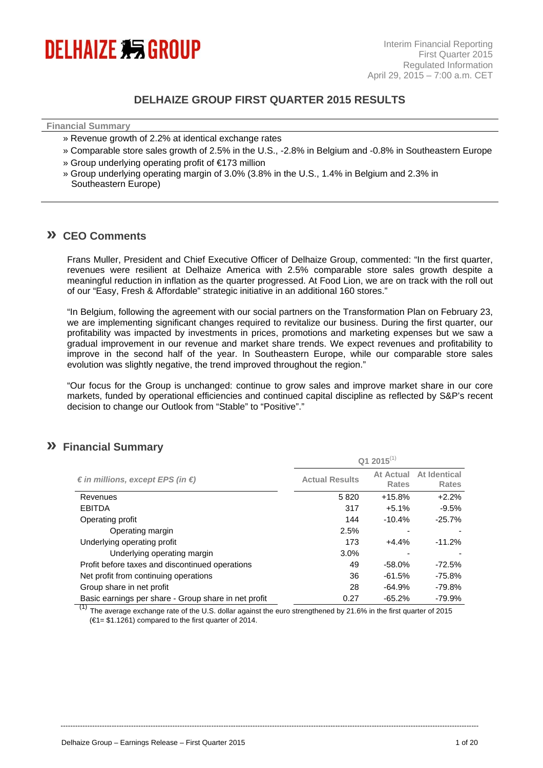DELHAIZE GROUP

Interim Financial Reporting
First Quarter 2015
Regulated Information
April 29, 2015 – 7:00 a.m. CET

# DELHAIZE GROUP FIRST QUARTER 2015 RESULTS

**Financial Summary**

- » Revenue growth of 2.2% at identical exchange rates
- » Comparable store sales growth of 2.5% in the U.S., -2.8% in Belgium and -0.8% in Southeastern Europe
- » Group underlying operating profit of €173 million
- » Group underlying operating margin of 3.0% (3.8% in the U.S., 1.4% in Belgium and 2.3% in Southeastern Europe)

## » CEO Comments

Frans Muller, President and Chief Executive Officer of Delhaize Group, commented: "In the first quarter, revenues were resilient at Delhaize America with 2.5% comparable store sales growth despite a meaningful reduction in inflation as the quarter progressed. At Food Lion, we are on track with the roll out of our "Easy, Fresh & Affordable" strategic initiative in an additional 160 stores."

"In Belgium, following the agreement with our social partners on the Transformation Plan on February 23, we are implementing significant changes required to revitalize our business. During the first quarter, our profitability was impacted by investments in prices, promotions and marketing expenses but we saw a gradual improvement in our revenue and market share trends. We expect revenues and profitability to improve in the second half of the year. In Southeastern Europe, while our comparable store sales evolution was slightly negative, the trend improved throughout the region."

"Our focus for the Group is unchanged: continue to grow sales and improve market share in our core markets, funded by operational efficiencies and continued capital discipline as reflected by S&P's recent decision to change our Outlook from "Stable" to "Positive"."

## » Financial Summary

| *€ in millions, except EPS (in €)* | Q1 2015[1] | | |
|---|---|---|---|
| | Actual Results | At Actual Rates | At Identical Rates |
| Revenues | 5 820 | +15.8% | +2.2% |
| EBITDA | 317 | +5.1% | -9.5% |
| Operating profit | 144 | -10.4% | -25.7% |
| Operating margin | 2.5% | - | - |
| Underlying operating profit | 173 | +4.4% | -11.2% |
| Underlying operating margin | 3.0% | - | - |
| Profit before taxes and discontinued operations | 49 | -58.0% | -72.5% |
| Net profit from continuing operations | 36 | -61.5% | -75.8% |
| Group share in net profit | 28 | -64.9% | -79.8% |
| Basic earnings per share - Group share in net profit | 0.27 | -65.2% | -79.9% |

[1] The average exchange rate of the U.S. dollar against the euro strengthened by 21.6% in the first quarter of 2015 (€1= $1.1261) compared to the first quarter of 2014.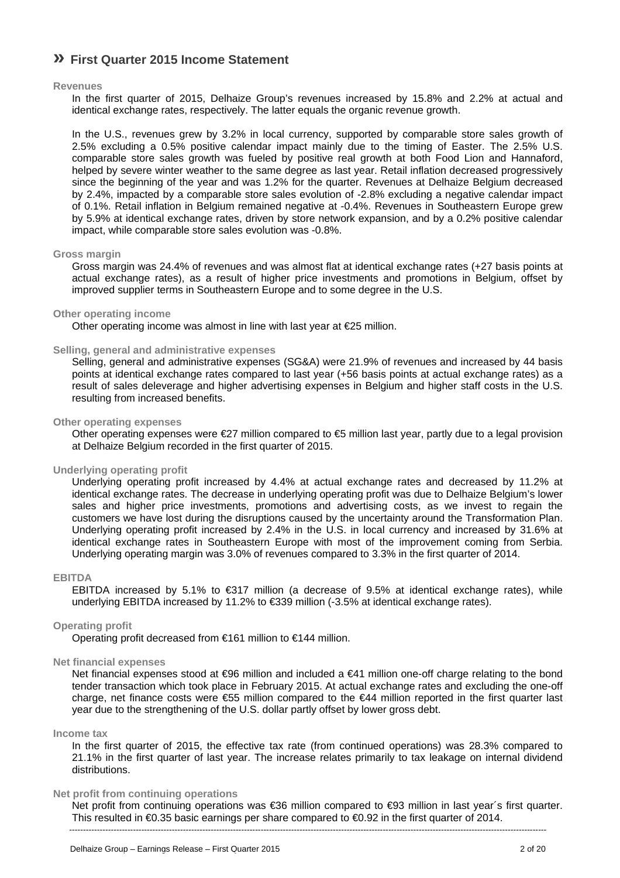# » First Quarter 2015 Income Statement

### Revenues

In the first quarter of 2015, Delhaize Group's revenues increased by 15.8% and 2.2% at actual and identical exchange rates, respectively. The latter equals the organic revenue growth.

In the U.S., revenues grew by 3.2% in local currency, supported by comparable store sales growth of 2.5% excluding a 0.5% positive calendar impact mainly due to the timing of Easter. The 2.5% U.S. comparable store sales growth was fueled by positive real growth at both Food Lion and Hannaford, helped by severe winter weather to the same degree as last year. Retail inflation decreased progressively since the beginning of the year and was 1.2% for the quarter. Revenues at Delhaize Belgium decreased by 2.4%, impacted by a comparable store sales evolution of -2.8% excluding a negative calendar impact of 0.1%. Retail inflation in Belgium remained negative at -0.4%. Revenues in Southeastern Europe grew by 5.9% at identical exchange rates, driven by store network expansion, and by a 0.2% positive calendar impact, while comparable store sales evolution was -0.8%.

### Gross margin

Gross margin was 24.4% of revenues and was almost flat at identical exchange rates (+27 basis points at actual exchange rates), as a result of higher price investments and promotions in Belgium, offset by improved supplier terms in Southeastern Europe and to some degree in the U.S.

### Other operating income

Other operating income was almost in line with last year at €25 million.

### Selling, general and administrative expenses

Selling, general and administrative expenses (SG&A) were 21.9% of revenues and increased by 44 basis points at identical exchange rates compared to last year (+56 basis points at actual exchange rates) as a result of sales deleverage and higher advertising expenses in Belgium and higher staff costs in the U.S. resulting from increased benefits.

### Other operating expenses

Other operating expenses were €27 million compared to €5 million last year, partly due to a legal provision at Delhaize Belgium recorded in the first quarter of 2015.

### Underlying operating profit

Underlying operating profit increased by 4.4% at actual exchange rates and decreased by 11.2% at identical exchange rates. The decrease in underlying operating profit was due to Delhaize Belgium's lower sales and higher price investments, promotions and advertising costs, as we invest to regain the customers we have lost during the disruptions caused by the uncertainty around the Transformation Plan. Underlying operating profit increased by 2.4% in the U.S. in local currency and increased by 31.6% at identical exchange rates in Southeastern Europe with most of the improvement coming from Serbia. Underlying operating margin was 3.0% of revenues compared to 3.3% in the first quarter of 2014.

### EBITDA

EBITDA increased by 5.1% to €317 million (a decrease of 9.5% at identical exchange rates), while underlying EBITDA increased by 11.2% to €339 million (-3.5% at identical exchange rates).

### Operating profit

Operating profit decreased from €161 million to €144 million.

### Net financial expenses

Net financial expenses stood at €96 million and included a €41 million one-off charge relating to the bond tender transaction which took place in February 2015. At actual exchange rates and excluding the one-off charge, net finance costs were €55 million compared to the €44 million reported in the first quarter last year due to the strengthening of the U.S. dollar partly offset by lower gross debt.

### Income tax

In the first quarter of 2015, the effective tax rate (from continued operations) was 28.3% compared to 21.1% in the first quarter of last year. The increase relates primarily to tax leakage on internal dividend distributions.

### Net profit from continuing operations

Net profit from continuing operations was €36 million compared to €93 million in last year´s first quarter. This resulted in €0.35 basic earnings per share compared to €0.92 in the first quarter of 2014.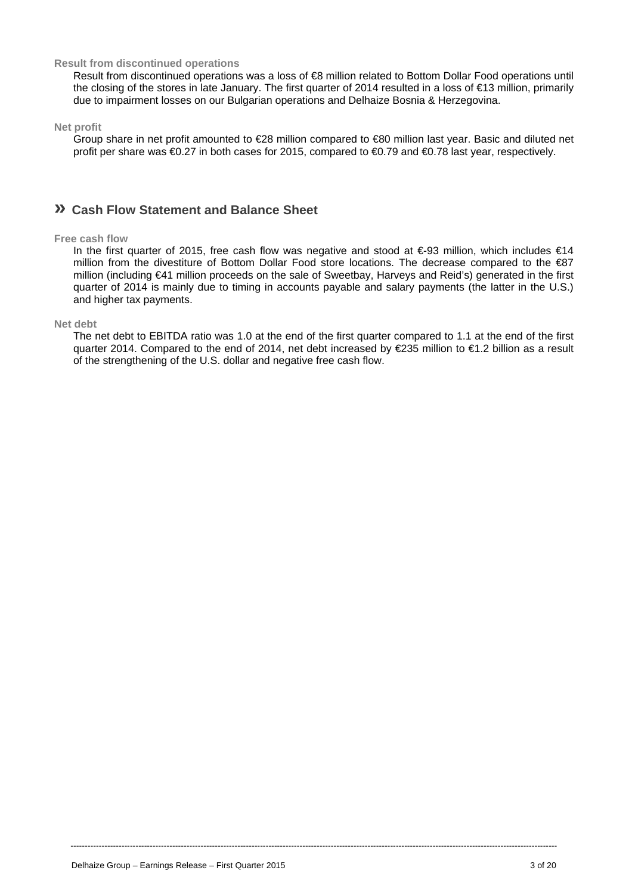### Result from discontinued operations

Result from discontinued operations was a loss of €8 million related to Bottom Dollar Food operations until the closing of the stores in late January. The first quarter of 2014 resulted in a loss of €13 million, primarily due to impairment losses on our Bulgarian operations and Delhaize Bosnia & Herzegovina.

### Net profit

Group share in net profit amounted to €28 million compared to €80 million last year. Basic and diluted net profit per share was €0.27 in both cases for 2015, compared to €0.79 and €0.78 last year, respectively.

## » Cash Flow Statement and Balance Sheet

### Free cash flow

In the first quarter of 2015, free cash flow was negative and stood at €-93 million, which includes €14 million from the divestiture of Bottom Dollar Food store locations. The decrease compared to the €87 million (including €41 million proceeds on the sale of Sweetbay, Harveys and Reid's) generated in the first quarter of 2014 is mainly due to timing in accounts payable and salary payments (the latter in the U.S.) and higher tax payments.

### Net debt

The net debt to EBITDA ratio was 1.0 at the end of the first quarter compared to 1.1 at the end of the first quarter 2014. Compared to the end of 2014, net debt increased by €235 million to €1.2 billion as a result of the strengthening of the U.S. dollar and negative free cash flow.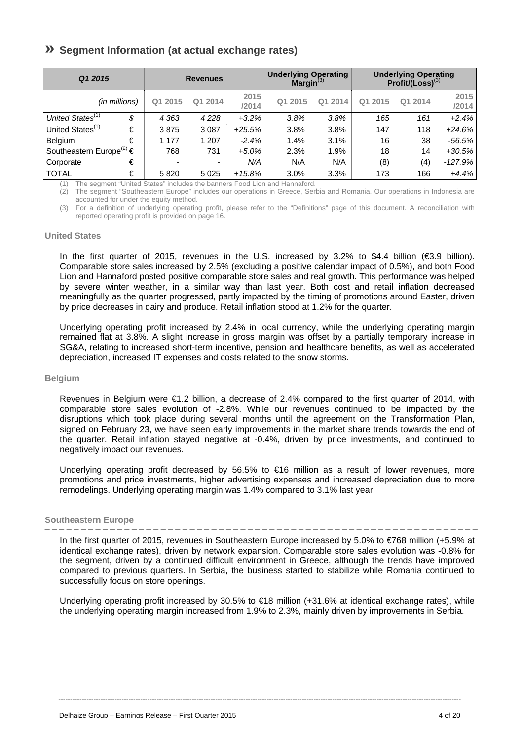## » Segment Information (at actual exchange rates)

| *Q1 2015* | | Revenues | | | Underlying Operating Margin[3] | | Underlying Operating Profit/(Loss)[3] | | |
|---|---|---|---|---|---|---|---|---|---|
| *(in millions)* | | Q1 2015 | Q1 2014 | 2015 /2014 | Q1 2015 | Q1 2014 | Q1 2015 | Q1 2014 | 2015 /2014 |
| *United States[1]* | *$* | *4 363* | *4 228* | *+3.2%* | *3.8%* | *3.8%* | *165* | *161* | *+2.4%* |
| United States[1] | € | 3 875 | 3 087 | *+25.5%* | 3.8% | 3.8% | 147 | 118 | *+24.6%* |
| Belgium | € | 1 177 | 1 207 | *-2.4%* | 1.4% | 3.1% | 16 | 38 | *-56.5%* |
| Southeastern Europe[2] | € | 768 | 731 | *+5.0%* | 2.3% | 1.9% | 18 | 14 | *+30.5%* |
| Corporate | € | - | - | *N/A* | N/A | N/A | (8) | (4) | *-127.9%* |
| TOTAL | € | 5 820 | 5 025 | *+15.8%* | 3.0% | 3.3% | 173 | 166 | *+4.4%* |

(1) The segment "United States" includes the banners Food Lion and Hannaford.

(2) The segment "Southeastern Europe" includes our operations in Greece, Serbia and Romania. Our operations in Indonesia are accounted for under the equity method.

(3) For a definition of underlying operating profit, please refer to the "Definitions" page of this document. A reconciliation with reported operating profit is provided on page 16.

### United States

In the first quarter of 2015, revenues in the U.S. increased by 3.2% to $4.4 billion (€3.9 billion). Comparable store sales increased by 2.5% (excluding a positive calendar impact of 0.5%), and both Food Lion and Hannaford posted positive comparable store sales and real growth. This performance was helped by severe winter weather, in a similar way than last year. Both cost and retail inflation decreased meaningfully as the quarter progressed, partly impacted by the timing of promotions around Easter, driven by price decreases in dairy and produce. Retail inflation stood at 1.2% for the quarter.

Underlying operating profit increased by 2.4% in local currency, while the underlying operating margin remained flat at 3.8%. A slight increase in gross margin was offset by a partially temporary increase in SG&A, relating to increased short-term incentive, pension and healthcare benefits, as well as accelerated depreciation, increased IT expenses and costs related to the snow storms.

### Belgium

Revenues in Belgium were €1.2 billion, a decrease of 2.4% compared to the first quarter of 2014, with comparable store sales evolution of -2.8%. While our revenues continued to be impacted by the disruptions which took place during several months until the agreement on the Transformation Plan, signed on February 23, we have seen early improvements in the market share trends towards the end of the quarter. Retail inflation stayed negative at -0.4%, driven by price investments, and continued to negatively impact our revenues.

Underlying operating profit decreased by 56.5% to €16 million as a result of lower revenues, more promotions and price investments, higher advertising expenses and increased depreciation due to more remodelings. Underlying operating margin was 1.4% compared to 3.1% last year.

### Southeastern Europe

In the first quarter of 2015, revenues in Southeastern Europe increased by 5.0% to €768 million (+5.9% at identical exchange rates), driven by network expansion. Comparable store sales evolution was -0.8% for the segment, driven by a continued difficult environment in Greece, although the trends have improved compared to previous quarters. In Serbia, the business started to stabilize while Romania continued to successfully focus on store openings.

Underlying operating profit increased by 30.5% to €18 million (+31.6% at identical exchange rates), while the underlying operating margin increased from 1.9% to 2.3%, mainly driven by improvements in Serbia.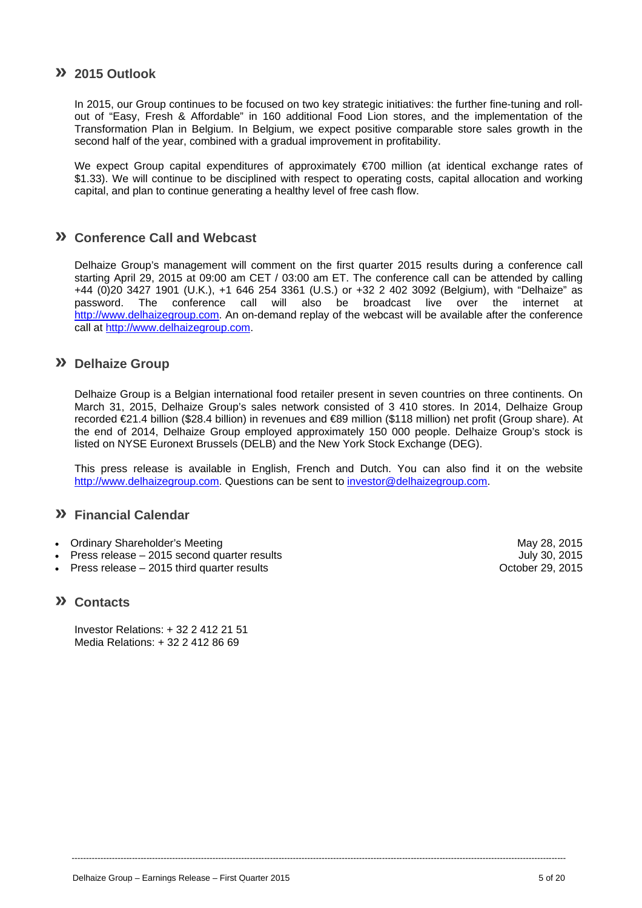## » 2015 Outlook

In 2015, our Group continues to be focused on two key strategic initiatives: the further fine-tuning and roll-out of "Easy, Fresh & Affordable" in 160 additional Food Lion stores, and the implementation of the Transformation Plan in Belgium. In Belgium, we expect positive comparable store sales growth in the second half of the year, combined with a gradual improvement in profitability.

We expect Group capital expenditures of approximately €700 million (at identical exchange rates of $1.33). We will continue to be disciplined with respect to operating costs, capital allocation and working capital, and plan to continue generating a healthy level of free cash flow.

## » Conference Call and Webcast

Delhaize Group's management will comment on the first quarter 2015 results during a conference call starting April 29, 2015 at 09:00 am CET / 03:00 am ET. The conference call can be attended by calling +44 (0)20 3427 1901 (U.K.), +1 646 254 3361 (U.S.) or +32 2 402 3092 (Belgium), with "Delhaize" as password. The conference call will also be broadcast live over the internet at http://www.delhaizegroup.com. An on-demand replay of the webcast will be available after the conference call at http://www.delhaizegroup.com.

## » Delhaize Group

Delhaize Group is a Belgian international food retailer present in seven countries on three continents. On March 31, 2015, Delhaize Group's sales network consisted of 3 410 stores. In 2014, Delhaize Group recorded €21.4 billion ($28.4 billion) in revenues and €89 million ($118 million) net profit (Group share). At the end of 2014, Delhaize Group employed approximately 150 000 people. Delhaize Group's stock is listed on NYSE Euronext Brussels (DELB) and the New York Stock Exchange (DEG).

This press release is available in English, French and Dutch. You can also find it on the website http://www.delhaizegroup.com. Questions can be sent to investor@delhaizegroup.com.

## » Financial Calendar

- Ordinary Shareholder's Meeting — May 28, 2015
- Press release – 2015 second quarter results — July 30, 2015
- Press release – 2015 third quarter results — October 29, 2015

## » Contacts

Investor Relations: + 32 2 412 21 51
Media Relations: + 32 2 412 86 69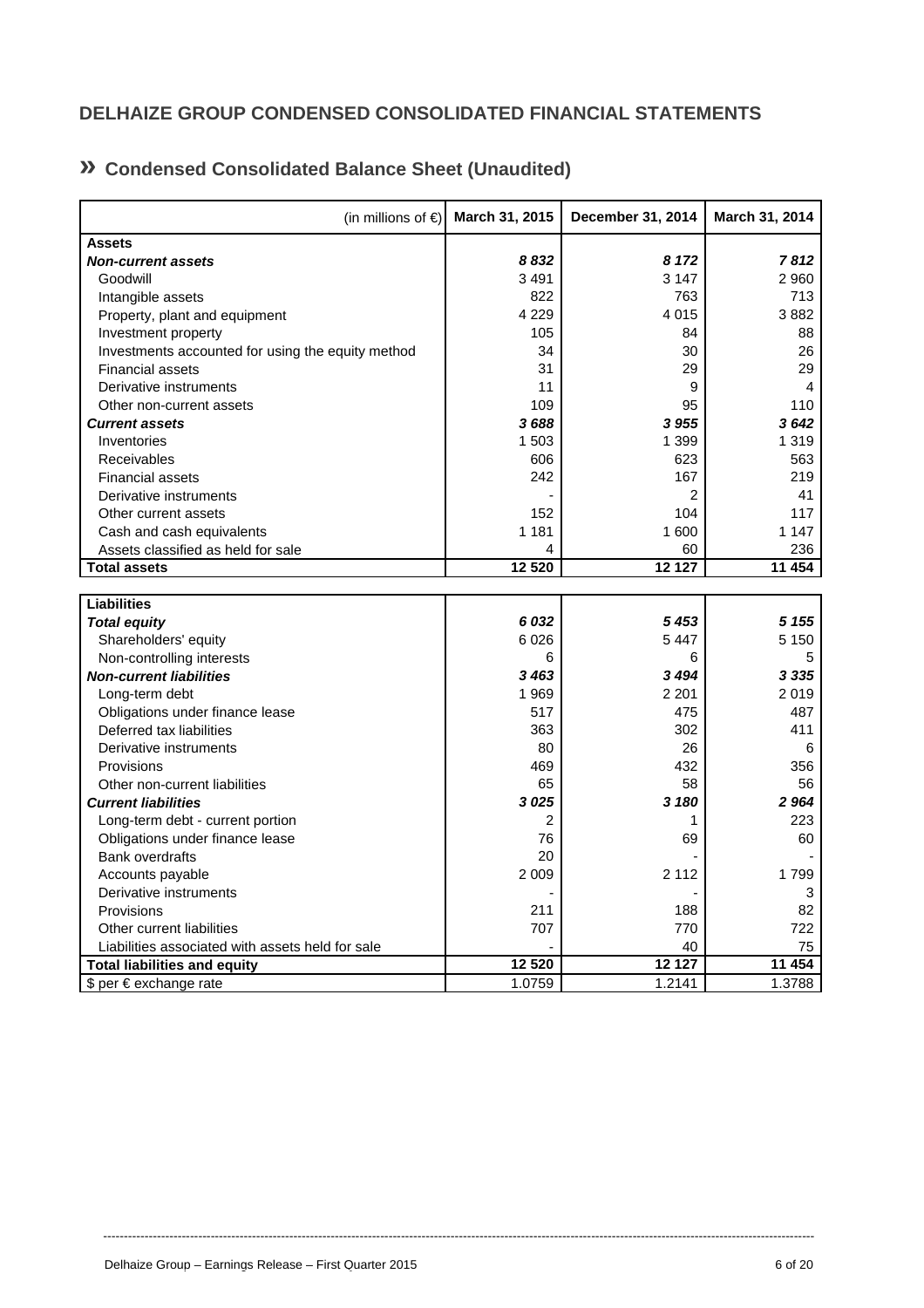## DELHAIZE GROUP CONDENSED CONSOLIDATED FINANCIAL STATEMENTS

### » Condensed Consolidated Balance Sheet (Unaudited)

| (in millions of €) | March 31, 2015 | December 31, 2014 | March 31, 2014 |
|---|---|---|---|
| **Assets** | | | |
| ***Non-current assets*** | ***8 832*** | ***8 172*** | ***7 812*** |
| Goodwill | 3 491 | 3 147 | 2 960 |
| Intangible assets | 822 | 763 | 713 |
| Property, plant and equipment | 4 229 | 4 015 | 3 882 |
| Investment property | 105 | 84 | 88 |
| Investments accounted for using the equity method | 34 | 30 | 26 |
| Financial assets | 31 | 29 | 29 |
| Derivative instruments | 11 | 9 | 4 |
| Other non-current assets | 109 | 95 | 110 |
| ***Current assets*** | ***3 688*** | ***3 955*** | ***3 642*** |
| Inventories | 1 503 | 1 399 | 1 319 |
| Receivables | 606 | 623 | 563 |
| Financial assets | 242 | 167 | 219 |
| Derivative instruments | - | 2 | 41 |
| Other current assets | 152 | 104 | 117 |
| Cash and cash equivalents | 1 181 | 1 600 | 1 147 |
| Assets classified as held for sale | 4 | 60 | 236 |
| **Total assets** | **12 520** | **12 127** | **11 454** |
| **Liabilities** | | | |
| ***Total equity*** | ***6 032*** | ***5 453*** | ***5 155*** |
| Shareholders' equity | 6 026 | 5 447 | 5 150 |
| Non-controlling interests | 6 | 6 | 5 |
| ***Non-current liabilities*** | ***3 463*** | ***3 494*** | ***3 335*** |
| Long-term debt | 1 969 | 2 201 | 2 019 |
| Obligations under finance lease | 517 | 475 | 487 |
| Deferred tax liabilities | 363 | 302 | 411 |
| Derivative instruments | 80 | 26 | 6 |
| Provisions | 469 | 432 | 356 |
| Other non-current liabilities | 65 | 58 | 56 |
| ***Current liabilities*** | ***3 025*** | ***3 180*** | ***2 964*** |
| Long-term debt - current portion | 2 | 1 | 223 |
| Obligations under finance lease | 76 | 69 | 60 |
| Bank overdrafts | 20 | - | - |
| Accounts payable | 2 009 | 2 112 | 1 799 |
| Derivative instruments | - | - | 3 |
| Provisions | 211 | 188 | 82 |
| Other current liabilities | 707 | 770 | 722 |
| Liabilities associated with assets held for sale | - | 40 | 75 |
| **Total liabilities and equity** | **12 520** | **12 127** | **11 454** |
| $ per € exchange rate | 1.0759 | 1.2141 | 1.3788 |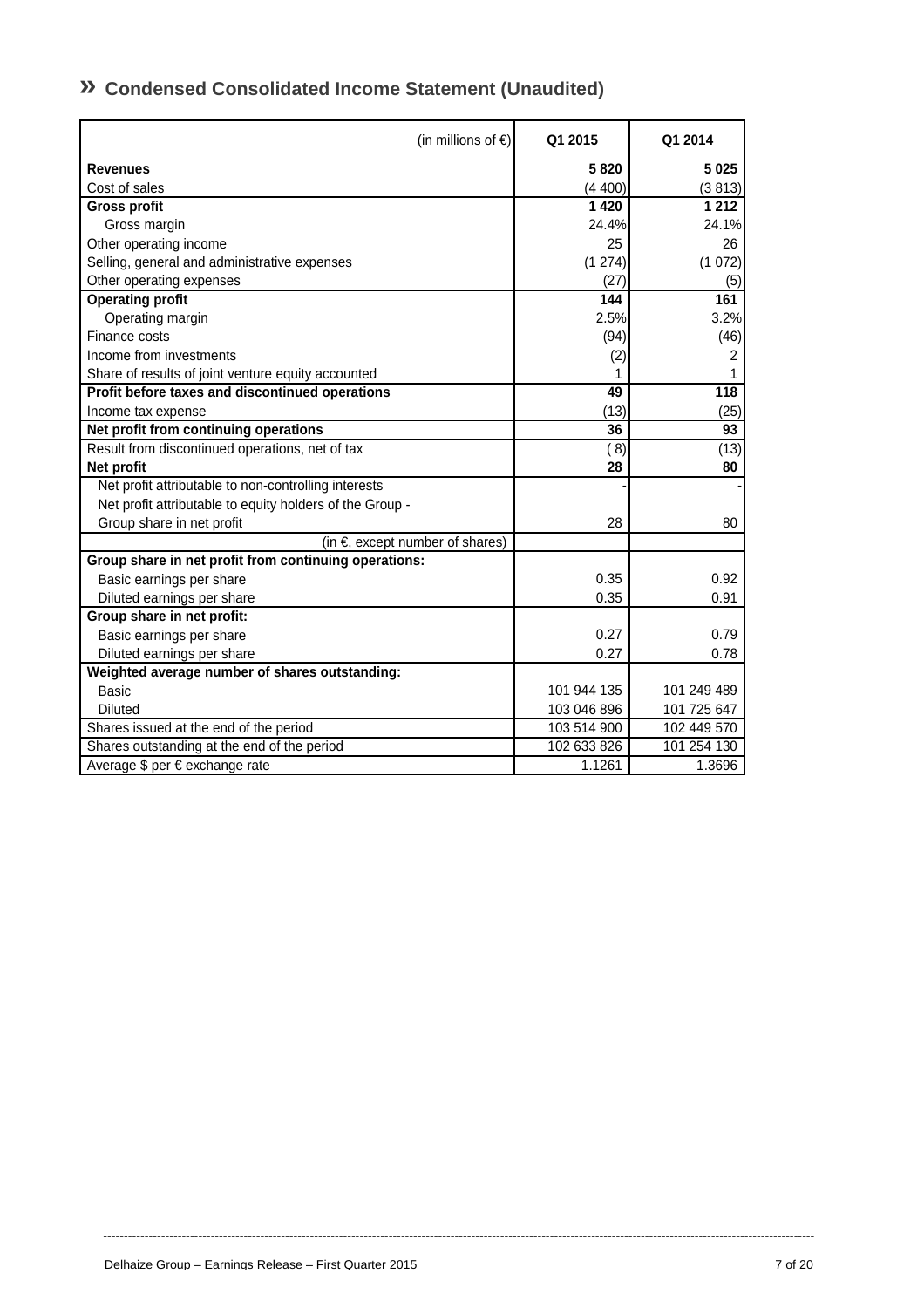## » Condensed Consolidated Income Statement (Unaudited)

| (in millions of €) | Q1 2015 | Q1 2014 |
|---|---|---|
| **Revenues** | **5 820** | **5 025** |
| Cost of sales | (4 400) | (3 813) |
| **Gross profit** | **1 420** | **1 212** |
| Gross margin | 24.4% | 24.1% |
| Other operating income | 25 | 26 |
| Selling, general and administrative expenses | (1 274) | (1 072) |
| Other operating expenses | (27) | (5) |
| **Operating profit** | **144** | **161** |
| Operating margin | 2.5% | 3.2% |
| Finance costs | (94) | (46) |
| Income from investments | (2) | 2 |
| Share of results of joint venture equity accounted | 1 | 1 |
| **Profit before taxes and discontinued operations** | **49** | **118** |
| Income tax expense | (13) | (25) |
| **Net profit from continuing operations** | **36** | **93** |
| Result from discontinued operations, net of tax | ( 8) | (13) |
| **Net profit** | **28** | **80** |
| Net profit attributable to non-controlling interests | - | - |
| Net profit attributable to equity holders of the Group - Group share in net profit | 28 | 80 |
| (in €, except number of shares) | | |
| **Group share in net profit from continuing operations:** | | |
| Basic earnings per share | 0.35 | 0.92 |
| Diluted earnings per share | 0.35 | 0.91 |
| **Group share in net profit:** | | |
| Basic earnings per share | 0.27 | 0.79 |
| Diluted earnings per share | 0.27 | 0.78 |
| **Weighted average number of shares outstanding:** | | |
| Basic | 101 944 135 | 101 249 489 |
| Diluted | 103 046 896 | 101 725 647 |
| Shares issued at the end of the period | 103 514 900 | 102 449 570 |
| Shares outstanding at the end of the period | 102 633 826 | 101 254 130 |
| Average $ per € exchange rate | 1.1261 | 1.3696 |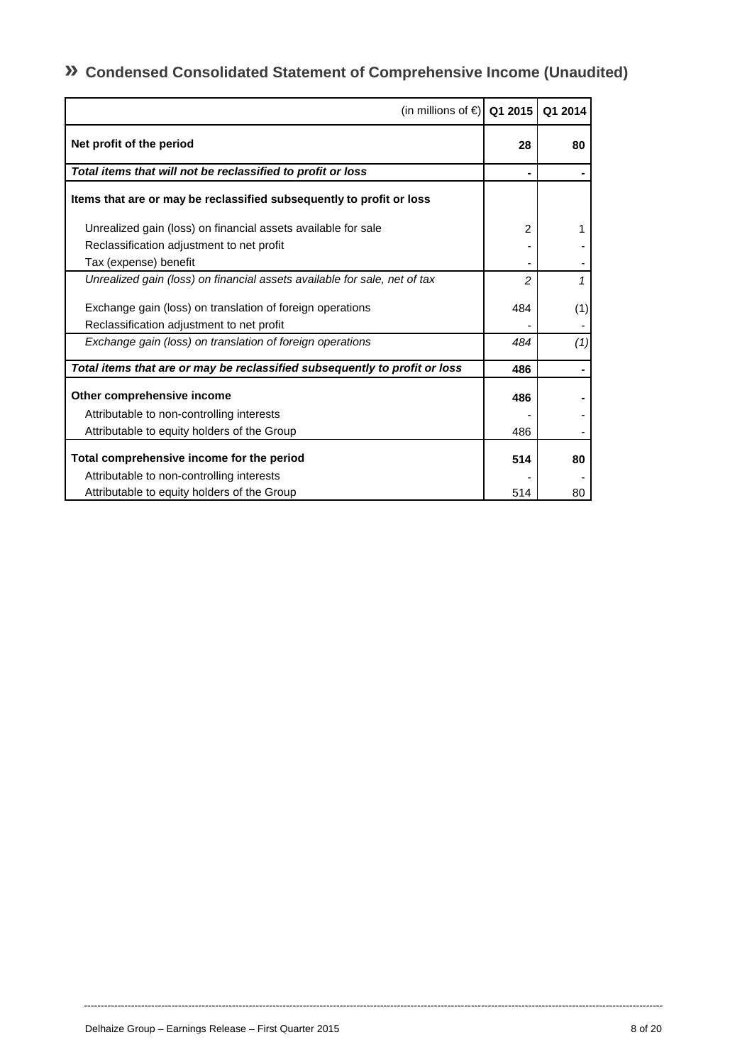## » Condensed Consolidated Statement of Comprehensive Income (Unaudited)

| (in millions of €) | Q1 2015 | Q1 2014 |
|---|---|---|
| **Net profit of the period** | **28** | **80** |
| ***Total items that will not be reclassified to profit or loss*** | **-** | **-** |
| **Items that are or may be reclassified subsequently to profit or loss** | | |
| Unrealized gain (loss) on financial assets available for sale | 2 | 1 |
| Reclassification adjustment to net profit | - | - |
| Tax (expense) benefit | - | - |
| *Unrealized gain (loss) on financial assets available for sale, net of tax* | *2* | *1* |
| Exchange gain (loss) on translation of foreign operations | 484 | (1) |
| Reclassification adjustment to net profit | - | - |
| *Exchange gain (loss) on translation of foreign operations* | *484* | *(1)* |
| ***Total items that are or may be reclassified subsequently to profit or loss*** | **486** | **-** |
| **Other comprehensive income** | **486** | **-** |
| Attributable to non-controlling interests | - | - |
| Attributable to equity holders of the Group | 486 | - |
| **Total comprehensive income for the period** | **514** | **80** |
| Attributable to non-controlling interests | - | - |
| Attributable to equity holders of the Group | 514 | 80 |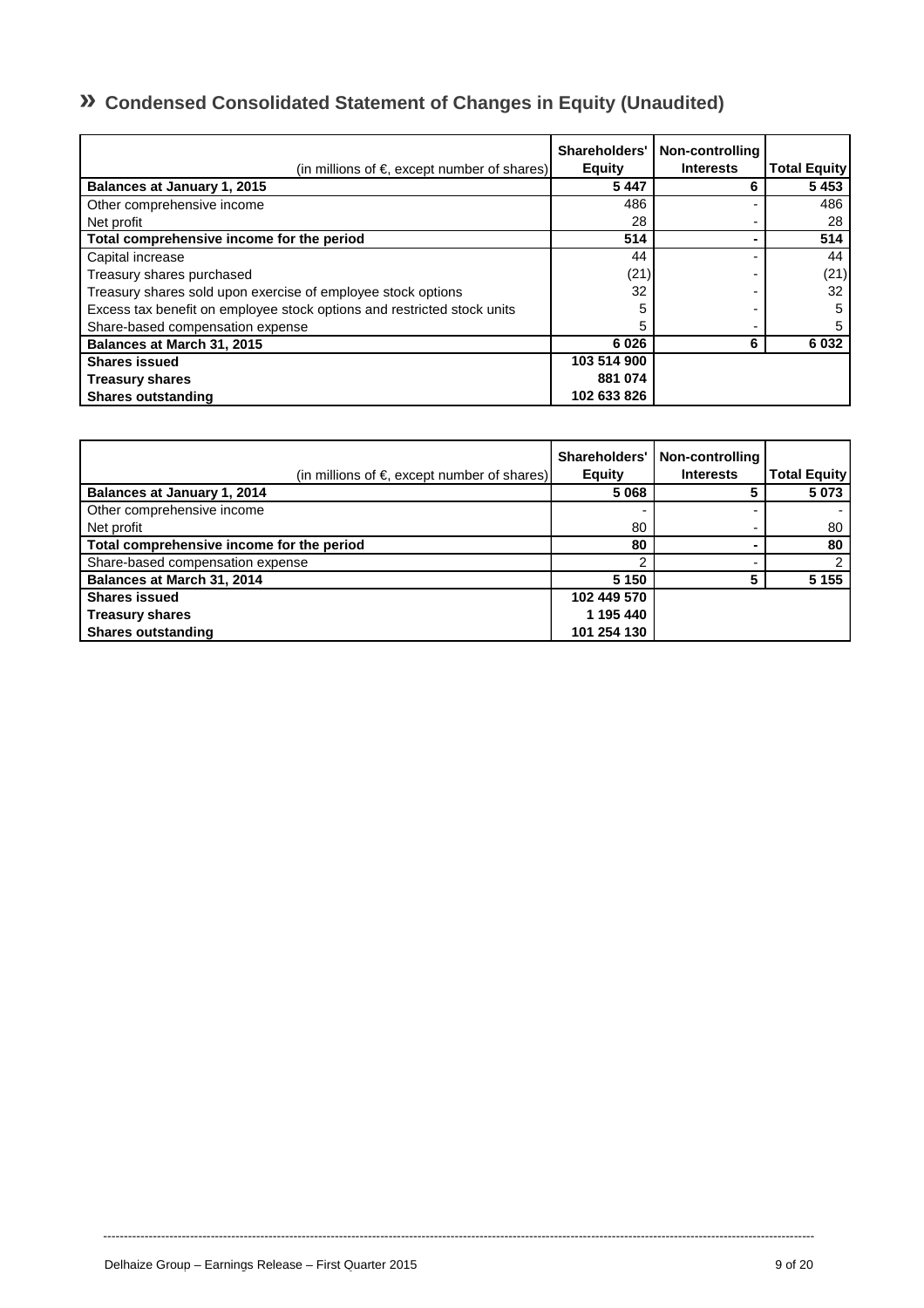## » Condensed Consolidated Statement of Changes in Equity (Unaudited)

| (in millions of €, except number of shares) | Shareholders' Equity | Non-controlling Interests | Total Equity |
|---|---|---|---|
| **Balances at January 1, 2015** | **5 447** | **6** | **5 453** |
| Other comprehensive income | 486 | - | 486 |
| Net profit | 28 | - | 28 |
| **Total comprehensive income for the period** | **514** | **-** | **514** |
| Capital increase | 44 | - | 44 |
| Treasury shares purchased | (21) | - | (21) |
| Treasury shares sold upon exercise of employee stock options | 32 | - | 32 |
| Excess tax benefit on employee stock options and restricted stock units | 5 | - | 5 |
| Share-based compensation expense | 5 | - | 5 |
| **Balances at March 31, 2015** | **6 026** | **6** | **6 032** |
| **Shares issued** | **103 514 900** | | |
| **Treasury shares** | **881 074** | | |
| **Shares outstanding** | **102 633 826** | | |

| (in millions of €, except number of shares) | Shareholders' Equity | Non-controlling Interests | Total Equity |
|---|---|---|---|
| **Balances at January 1, 2014** | **5 068** | **5** | **5 073** |
| Other comprehensive income | - | - | - |
| Net profit | 80 | - | 80 |
| **Total comprehensive income for the period** | **80** | **-** | **80** |
| Share-based compensation expense | 2 | - | 2 |
| **Balances at March 31, 2014** | **5 150** | **5** | **5 155** |
| **Shares issued** | **102 449 570** | | |
| **Treasury shares** | **1 195 440** | | |
| **Shares outstanding** | **101 254 130** | | |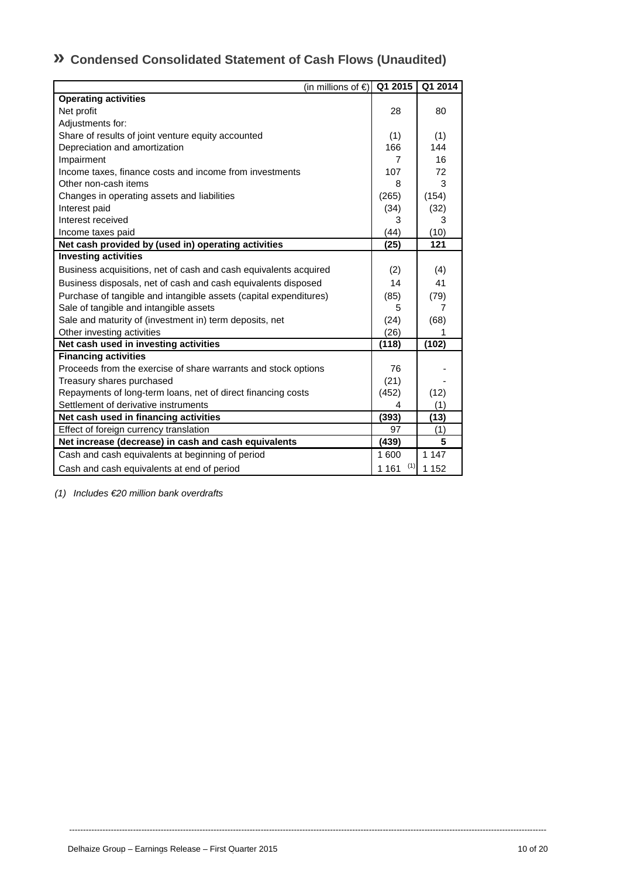## » Condensed Consolidated Statement of Cash Flows (Unaudited)

| (in millions of €) | Q1 2015 | Q1 2014 |
|---|---|---|
| **Operating activities** | | |
| Net profit | 28 | 80 |
| Adjustments for: | | |
| Share of results of joint venture equity accounted | (1) | (1) |
| Depreciation and amortization | 166 | 144 |
| Impairment | 7 | 16 |
| Income taxes, finance costs and income from investments | 107 | 72 |
| Other non-cash items | 8 | 3 |
| Changes in operating assets and liabilities | (265) | (154) |
| Interest paid | (34) | (32) |
| Interest received | 3 | 3 |
| Income taxes paid | (44) | (10) |
| **Net cash provided by (used in) operating activities** | **(25)** | **121** |
| **Investing activities** | | |
| Business acquisitions, net of cash and cash equivalents acquired | (2) | (4) |
| Business disposals, net of cash and cash equivalents disposed | 14 | 41 |
| Purchase of tangible and intangible assets (capital expenditures) | (85) | (79) |
| Sale of tangible and intangible assets | 5 | 7 |
| Sale and maturity of (investment in) term deposits, net | (24) | (68) |
| Other investing activities | (26) | 1 |
| **Net cash used in investing activities** | **(118)** | **(102)** |
| **Financing activities** | | |
| Proceeds from the exercise of share warrants and stock options | 76 | - |
| Treasury shares purchased | (21) | - |
| Repayments of long-term loans, net of direct financing costs | (452) | (12) |
| Settlement of derivative instruments | 4 | (1) |
| **Net cash used in financing activities** | **(393)** | **(13)** |
| Effect of foreign currency translation | 97 | (1) |
| **Net increase (decrease) in cash and cash equivalents** | **(439)** | **5** |
| Cash and cash equivalents at beginning of period | 1 600 | 1 147 |
| Cash and cash equivalents at end of period | 1 161 (1) | 1 152 |

*(1) Includes €20 million bank overdrafts*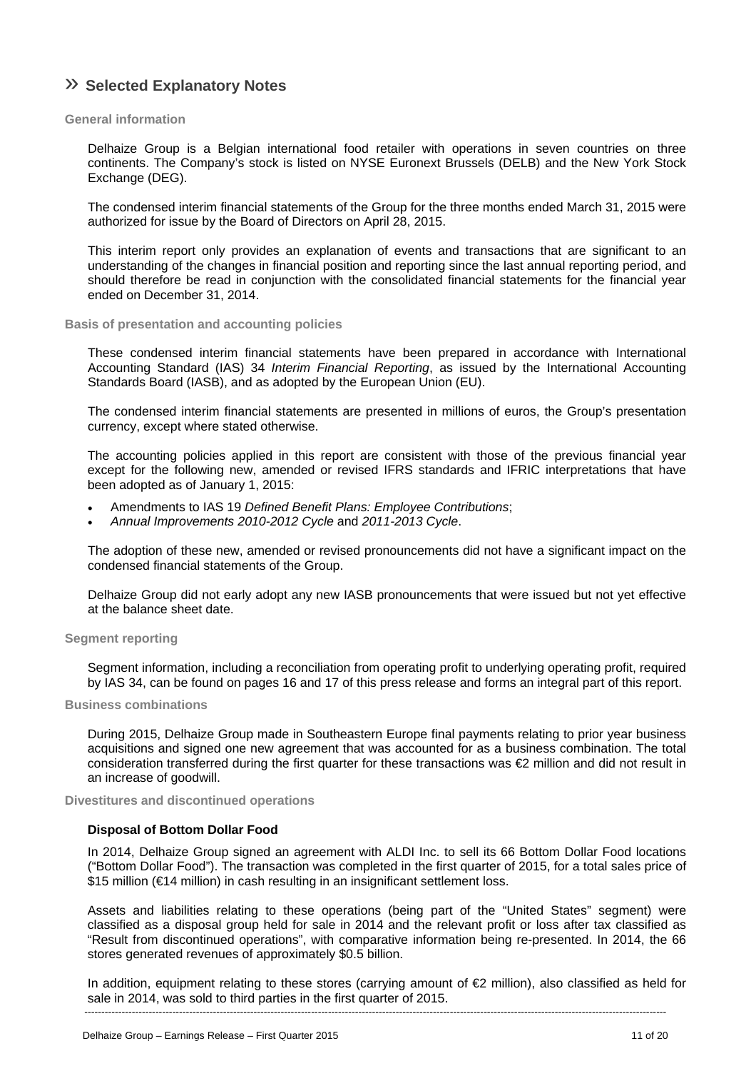# » Selected Explanatory Notes

## General information

Delhaize Group is a Belgian international food retailer with operations in seven countries on three continents. The Company's stock is listed on NYSE Euronext Brussels (DELB) and the New York Stock Exchange (DEG).

The condensed interim financial statements of the Group for the three months ended March 31, 2015 were authorized for issue by the Board of Directors on April 28, 2015.

This interim report only provides an explanation of events and transactions that are significant to an understanding of the changes in financial position and reporting since the last annual reporting period, and should therefore be read in conjunction with the consolidated financial statements for the financial year ended on December 31, 2014.

## Basis of presentation and accounting policies

These condensed interim financial statements have been prepared in accordance with International Accounting Standard (IAS) 34 *Interim Financial Reporting*, as issued by the International Accounting Standards Board (IASB), and as adopted by the European Union (EU).

The condensed interim financial statements are presented in millions of euros, the Group's presentation currency, except where stated otherwise.

The accounting policies applied in this report are consistent with those of the previous financial year except for the following new, amended or revised IFRS standards and IFRIC interpretations that have been adopted as of January 1, 2015:

- Amendments to IAS 19 *Defined Benefit Plans: Employee Contributions*;
- *Annual Improvements 2010-2012 Cycle* and *2011-2013 Cycle*.

The adoption of these new, amended or revised pronouncements did not have a significant impact on the condensed financial statements of the Group.

Delhaize Group did not early adopt any new IASB pronouncements that were issued but not yet effective at the balance sheet date.

## Segment reporting

Segment information, including a reconciliation from operating profit to underlying operating profit, required by IAS 34, can be found on pages 16 and 17 of this press release and forms an integral part of this report.

## Business combinations

During 2015, Delhaize Group made in Southeastern Europe final payments relating to prior year business acquisitions and signed one new agreement that was accounted for as a business combination. The total consideration transferred during the first quarter for these transactions was €2 million and did not result in an increase of goodwill.

## Divestitures and discontinued operations

### Disposal of Bottom Dollar Food

In 2014, Delhaize Group signed an agreement with ALDI Inc. to sell its 66 Bottom Dollar Food locations ("Bottom Dollar Food"). The transaction was completed in the first quarter of 2015, for a total sales price of \$15 million (€14 million) in cash resulting in an insignificant settlement loss.

Assets and liabilities relating to these operations (being part of the "United States" segment) were classified as a disposal group held for sale in 2014 and the relevant profit or loss after tax classified as "Result from discontinued operations", with comparative information being re-presented. In 2014, the 66 stores generated revenues of approximately \$0.5 billion.

In addition, equipment relating to these stores (carrying amount of €2 million), also classified as held for sale in 2014, was sold to third parties in the first quarter of 2015.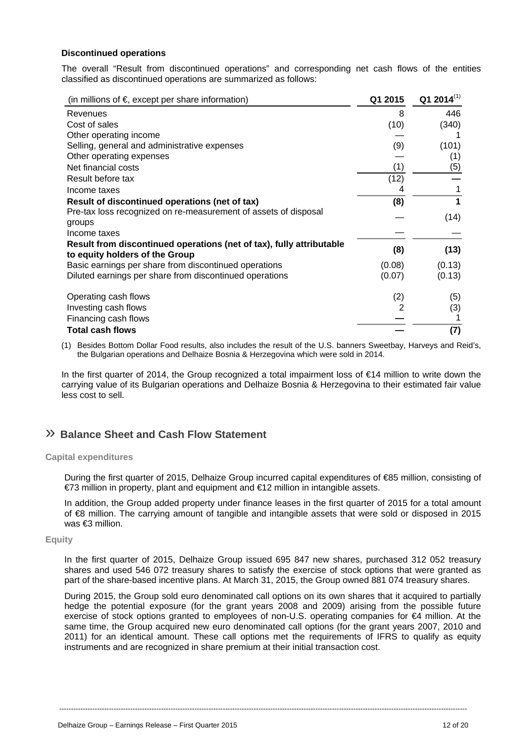**Discontinued operations**

The overall "Result from discontinued operations" and corresponding net cash flows of the entities classified as discontinued operations are summarized as follows:

| (in millions of €, except per share information) | Q1 2015 | Q1 2014[(1)] |
|---|---|---|
| Revenues | 8 | 446 |
| Cost of sales | (10) | (340) |
| Other operating income | — | 1 |
| Selling, general and administrative expenses | (9) | (101) |
| Other operating expenses | — | (1) |
| Net financial costs | (1) | (5) |
| Result before tax | (12) | — |
| Income taxes | 4 | 1 |
| **Result of discontinued operations (net of tax)** | **(8)** | **1** |
| Pre-tax loss recognized on re-measurement of assets of disposal groups | — | (14) |
| Income taxes | — | — |
| **Result from discontinued operations (net of tax), fully attributable to equity holders of the Group** | **(8)** | **(13)** |
| Basic earnings per share from discontinued operations | (0.08) | (0.13) |
| Diluted earnings per share from discontinued operations | (0.07) | (0.13) |
| | | |
| Operating cash flows | (2) | (5) |
| Investing cash flows | 2 | (3) |
| Financing cash flows | — | 1 |
| **Total cash flows** | **—** | **(7)** |

(1) Besides Bottom Dollar Food results, also includes the result of the U.S. banners Sweetbay, Harveys and Reid's, the Bulgarian operations and Delhaize Bosnia & Herzegovina which were sold in 2014.

In the first quarter of 2014, the Group recognized a total impairment loss of €14 million to write down the carrying value of its Bulgarian operations and Delhaize Bosnia & Herzegovina to their estimated fair value less cost to sell.

## » Balance Sheet and Cash Flow Statement

### Capital expenditures

During the first quarter of 2015, Delhaize Group incurred capital expenditures of €85 million, consisting of €73 million in property, plant and equipment and €12 million in intangible assets.

In addition, the Group added property under finance leases in the first quarter of 2015 for a total amount of €8 million. The carrying amount of tangible and intangible assets that were sold or disposed in 2015 was €3 million.

### Equity

In the first quarter of 2015, Delhaize Group issued 695 847 new shares, purchased 312 052 treasury shares and used 546 072 treasury shares to satisfy the exercise of stock options that were granted as part of the share-based incentive plans. At March 31, 2015, the Group owned 881 074 treasury shares.

During 2015, the Group sold euro denominated call options on its own shares that it acquired to partially hedge the potential exposure (for the grant years 2008 and 2009) arising from the possible future exercise of stock options granted to employees of non-U.S. operating companies for €4 million. At the same time, the Group acquired new euro denominated call options (for the grant years 2007, 2010 and 2011) for an identical amount. These call options met the requirements of IFRS to qualify as equity instruments and are recognized in share premium at their initial transaction cost.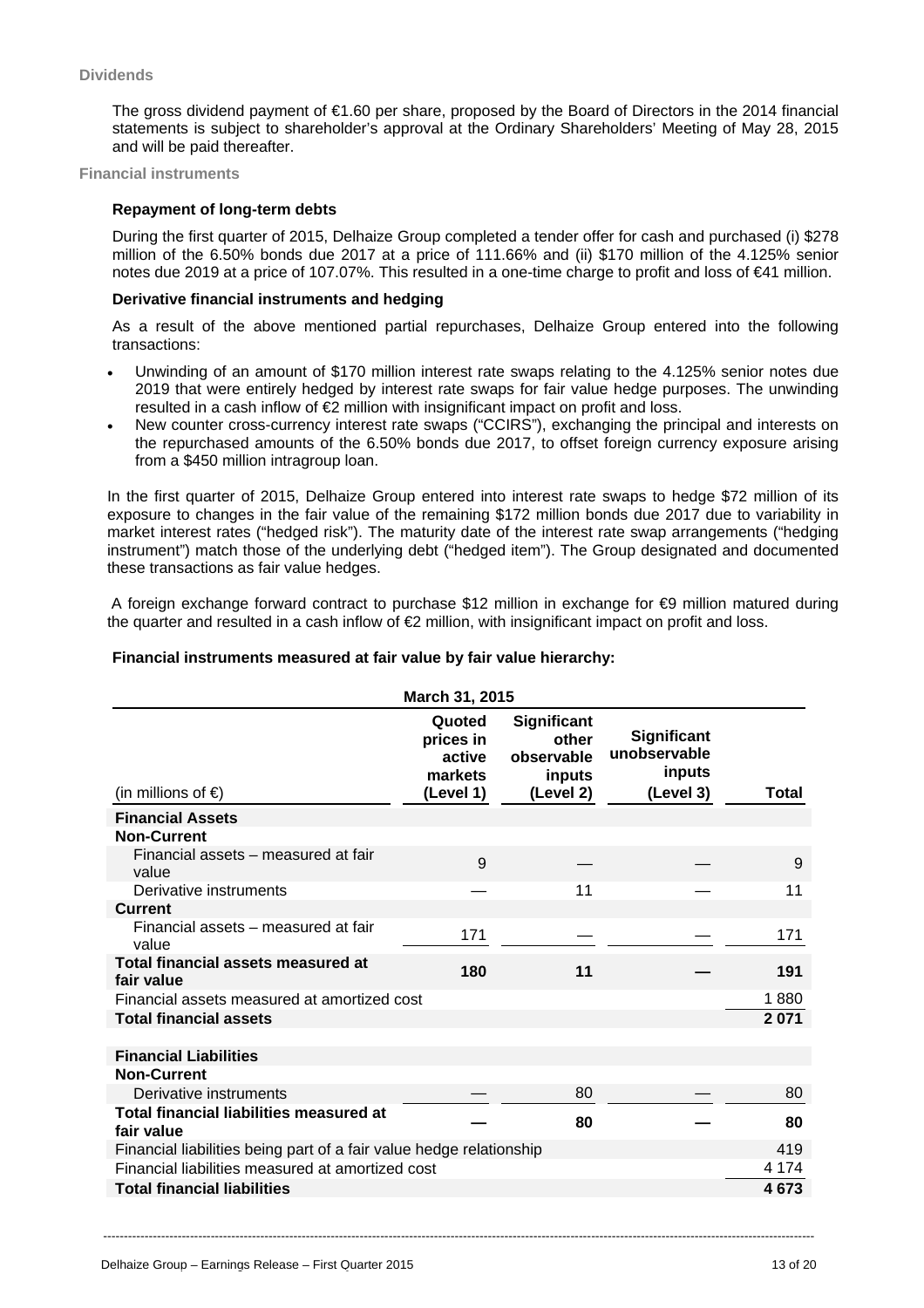**Dividends**

The gross dividend payment of €1.60 per share, proposed by the Board of Directors in the 2014 financial statements is subject to shareholder's approval at the Ordinary Shareholders' Meeting of May 28, 2015 and will be paid thereafter.

**Financial instruments**

**Repayment of long-term debts**

During the first quarter of 2015, Delhaize Group completed a tender offer for cash and purchased (i) $278 million of the 6.50% bonds due 2017 at a price of 111.66% and (ii) $170 million of the 4.125% senior notes due 2019 at a price of 107.07%. This resulted in a one-time charge to profit and loss of €41 million.

**Derivative financial instruments and hedging**

As a result of the above mentioned partial repurchases, Delhaize Group entered into the following transactions:

- Unwinding of an amount of $170 million interest rate swaps relating to the 4.125% senior notes due 2019 that were entirely hedged by interest rate swaps for fair value hedge purposes. The unwinding resulted in a cash inflow of €2 million with insignificant impact on profit and loss.
- New counter cross-currency interest rate swaps ("CCIRS"), exchanging the principal and interests on the repurchased amounts of the 6.50% bonds due 2017, to offset foreign currency exposure arising from a $450 million intragroup loan.

In the first quarter of 2015, Delhaize Group entered into interest rate swaps to hedge $72 million of its exposure to changes in the fair value of the remaining $172 million bonds due 2017 due to variability in market interest rates ("hedged risk"). The maturity date of the interest rate swap arrangements ("hedging instrument") match those of the underlying debt ("hedged item"). The Group designated and documented these transactions as fair value hedges.

A foreign exchange forward contract to purchase $12 million in exchange for €9 million matured during the quarter and resulted in a cash inflow of €2 million, with insignificant impact on profit and loss.

**Financial instruments measured at fair value by fair value hierarchy:**

| March 31, 2015 | | | | |
|---|---|---|---|---|
| (in millions of €) | Quoted prices in active markets (Level 1) | Significant other observable inputs (Level 2) | Significant unobservable inputs (Level 3) | Total |
| **Financial Assets** | | | | |
| **Non-Current** | | | | |
| Financial assets – measured at fair value | 9 | — | — | 9 |
| Derivative instruments | — | 11 | — | 11 |
| **Current** | | | | |
| Financial assets – measured at fair value | 171 | — | — | 171 |
| **Total financial assets measured at fair value** | **180** | **11** | **—** | **191** |
| Financial assets measured at amortized cost | | | | 1 880 |
| **Total financial assets** | | | | **2 071** |
| | | | | |
| **Financial Liabilities** | | | | |
| **Non-Current** | | | | |
| Derivative instruments | — | 80 | — | 80 |
| **Total financial liabilities measured at fair value** | **—** | **80** | **—** | **80** |
| Financial liabilities being part of a fair value hedge relationship | | | | 419 |
| Financial liabilities measured at amortized cost | | | | 4 174 |
| **Total financial liabilities** | | | | **4 673** |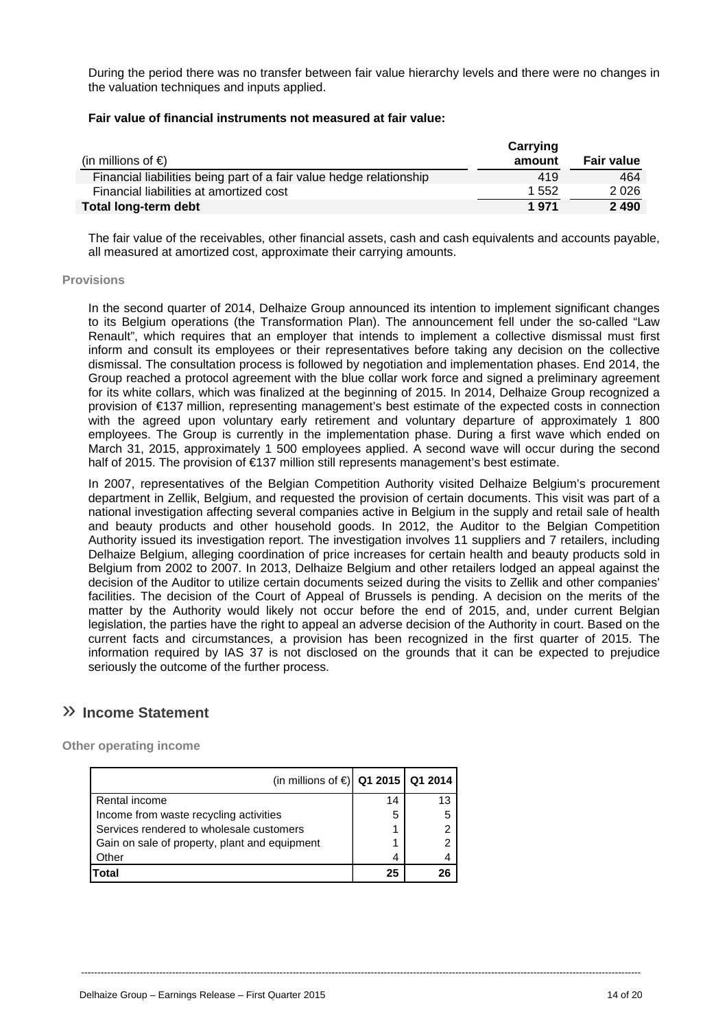During the period there was no transfer between fair value hierarchy levels and there were no changes in the valuation techniques and inputs applied.

**Fair value of financial instruments not measured at fair value:**

| (in millions of €) | Carrying amount | Fair value |
|---|---|---|
| Financial liabilities being part of a fair value hedge relationship | 419 | 464 |
| Financial liabilities at amortized cost | 1 552 | 2 026 |
| **Total long-term debt** | **1 971** | **2 490** |

The fair value of the receivables, other financial assets, cash and cash equivalents and accounts payable, all measured at amortized cost, approximate their carrying amounts.

### Provisions

In the second quarter of 2014, Delhaize Group announced its intention to implement significant changes to its Belgium operations (the Transformation Plan). The announcement fell under the so-called "Law Renault", which requires that an employer that intends to implement a collective dismissal must first inform and consult its employees or their representatives before taking any decision on the collective dismissal. The consultation process is followed by negotiation and implementation phases. End 2014, the Group reached a protocol agreement with the blue collar work force and signed a preliminary agreement for its white collars, which was finalized at the beginning of 2015. In 2014, Delhaize Group recognized a provision of €137 million, representing management's best estimate of the expected costs in connection with the agreed upon voluntary early retirement and voluntary departure of approximately 1 800 employees. The Group is currently in the implementation phase. During a first wave which ended on March 31, 2015, approximately 1 500 employees applied. A second wave will occur during the second half of 2015. The provision of €137 million still represents management's best estimate.

In 2007, representatives of the Belgian Competition Authority visited Delhaize Belgium's procurement department in Zellik, Belgium, and requested the provision of certain documents. This visit was part of a national investigation affecting several companies active in Belgium in the supply and retail sale of health and beauty products and other household goods. In 2012, the Auditor to the Belgian Competition Authority issued its investigation report. The investigation involves 11 suppliers and 7 retailers, including Delhaize Belgium, alleging coordination of price increases for certain health and beauty products sold in Belgium from 2002 to 2007. In 2013, Delhaize Belgium and other retailers lodged an appeal against the decision of the Auditor to utilize certain documents seized during the visits to Zellik and other companies' facilities. The decision of the Court of Appeal of Brussels is pending. A decision on the merits of the matter by the Authority would likely not occur before the end of 2015, and, under current Belgian legislation, the parties have the right to appeal an adverse decision of the Authority in court. Based on the current facts and circumstances, a provision has been recognized in the first quarter of 2015. The information required by IAS 37 is not disclosed on the grounds that it can be expected to prejudice seriously the outcome of the further process.

## » Income Statement

### Other operating income

| (in millions of €) | Q1 2015 | Q1 2014 |
|---|---|---|
| Rental income | 14 | 13 |
| Income from waste recycling activities | 5 | 5 |
| Services rendered to wholesale customers | 1 | 2 |
| Gain on sale of property, plant and equipment | 1 | 2 |
| Other | 4 | 4 |
| **Total** | **25** | **26** |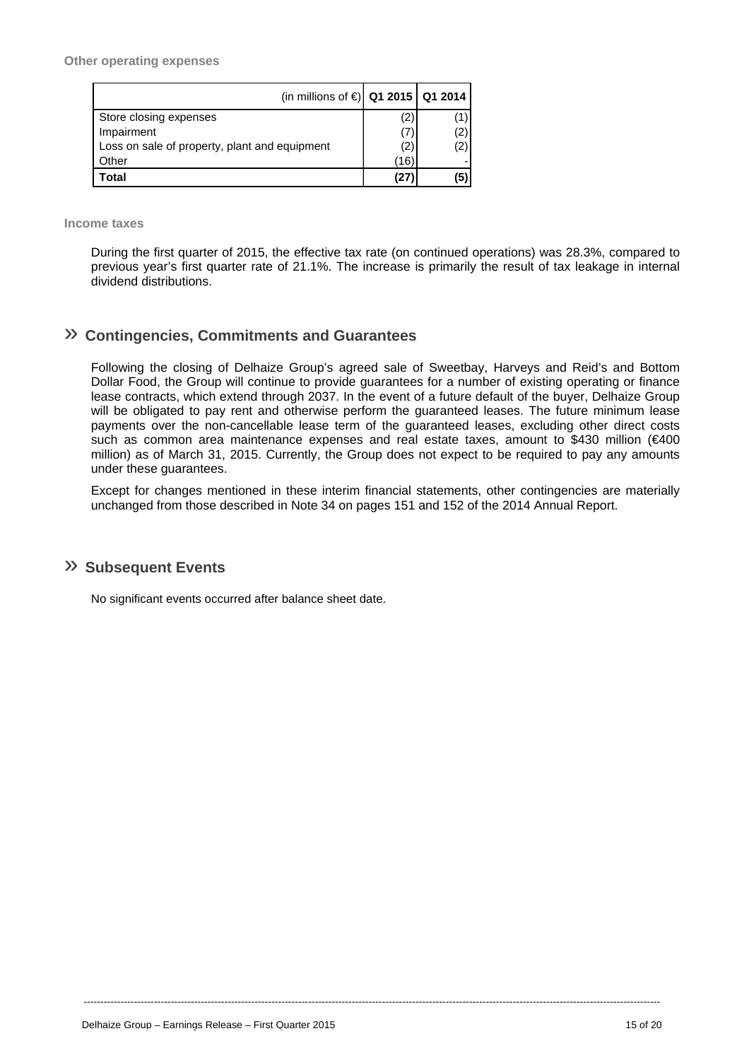**Other operating expenses**

| (in millions of €) | Q1 2015 | Q1 2014 |
|---|---|---|
| Store closing expenses | (2) | (1) |
| Impairment | (7) | (2) |
| Loss on sale of property, plant and equipment | (2) | (2) |
| Other | (16) | - |
| **Total** | **(27)** | **(5)** |

**Income taxes**

During the first quarter of 2015, the effective tax rate (on continued operations) was 28.3%, compared to previous year's first quarter rate of 21.1%. The increase is primarily the result of tax leakage in internal dividend distributions.

## » Contingencies, Commitments and Guarantees

Following the closing of Delhaize Group's agreed sale of Sweetbay, Harveys and Reid's and Bottom Dollar Food, the Group will continue to provide guarantees for a number of existing operating or finance lease contracts, which extend through 2037. In the event of a future default of the buyer, Delhaize Group will be obligated to pay rent and otherwise perform the guaranteed leases. The future minimum lease payments over the non-cancellable lease term of the guaranteed leases, excluding other direct costs such as common area maintenance expenses and real estate taxes, amount to \$430 million (€400 million) as of March 31, 2015. Currently, the Group does not expect to be required to pay any amounts under these guarantees.

Except for changes mentioned in these interim financial statements, other contingencies are materially unchanged from those described in Note 34 on pages 151 and 152 of the 2014 Annual Report.

## » Subsequent Events

No significant events occurred after balance sheet date.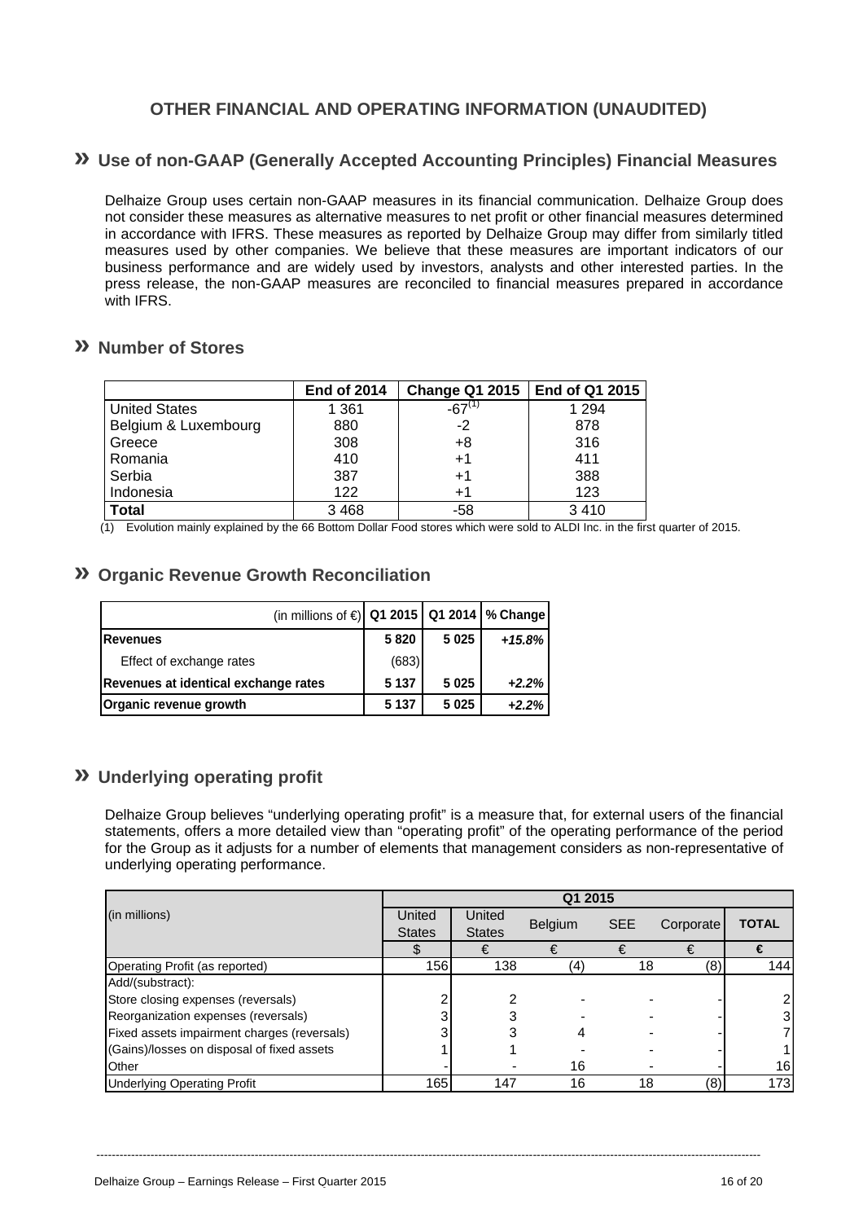# OTHER FINANCIAL AND OPERATING INFORMATION (UNAUDITED)

## » Use of non-GAAP (Generally Accepted Accounting Principles) Financial Measures

Delhaize Group uses certain non-GAAP measures in its financial communication. Delhaize Group does not consider these measures as alternative measures to net profit or other financial measures determined in accordance with IFRS. These measures as reported by Delhaize Group may differ from similarly titled measures used by other companies. We believe that these measures are important indicators of our business performance and are widely used by investors, analysts and other interested parties. In the press release, the non-GAAP measures are reconciled to financial measures prepared in accordance with IFRS.

## » Number of Stores

| | End of 2014 | Change Q1 2015 | End of Q1 2015 |
|---|---|---|---|
| United States | 1 361 | -67[(1)] | 1 294 |
| Belgium & Luxembourg | 880 | -2 | 878 |
| Greece | 308 | +8 | 316 |
| Romania | 410 | +1 | 411 |
| Serbia | 387 | +1 | 388 |
| Indonesia | 122 | +1 | 123 |
| **Total** | 3 468 | -58 | 3 410 |

(1) Evolution mainly explained by the 66 Bottom Dollar Food stores which were sold to ALDI Inc. in the first quarter of 2015.

## » Organic Revenue Growth Reconciliation

| (in millions of €) | Q1 2015 | Q1 2014 | % Change |
|---|---|---|---|
| **Revenues** | **5 820** | **5 025** | ***+15.8%*** |
| Effect of exchange rates | (683) | | |
| **Revenues at identical exchange rates** | **5 137** | **5 025** | ***+2.2%*** |
| **Organic revenue growth** | **5 137** | **5 025** | ***+2.2%*** |

## » Underlying operating profit

Delhaize Group believes "underlying operating profit" is a measure that, for external users of the financial statements, offers a more detailed view than "operating profit" of the operating performance of the period for the Group as it adjusts for a number of elements that management considers as non-representative of underlying operating performance.

| (in millions) | Q1 2015 | | | | | |
|---|---|---|---|---|---|---|
| | United States | United States | Belgium | SEE | Corporate | **TOTAL** |
| | $ | € | € | € | € | **€** |
| Operating Profit (as reported) | 156 | 138 | (4) | 18 | (8) | 144 |
| Add/(substract): | | | | | | |
| Store closing expenses (reversals) | 2 | 2 | - | - | - | 2 |
| Reorganization expenses (reversals) | 3 | 3 | - | - | - | 3 |
| Fixed assets impairment charges (reversals) | 3 | 3 | 4 | - | - | 7 |
| (Gains)/losses on disposal of fixed assets | 1 | 1 | - | - | - | 1 |
| Other | - | - | 16 | - | - | 16 |
| Underlying Operating Profit | 165 | 147 | 16 | 18 | (8) | 173 |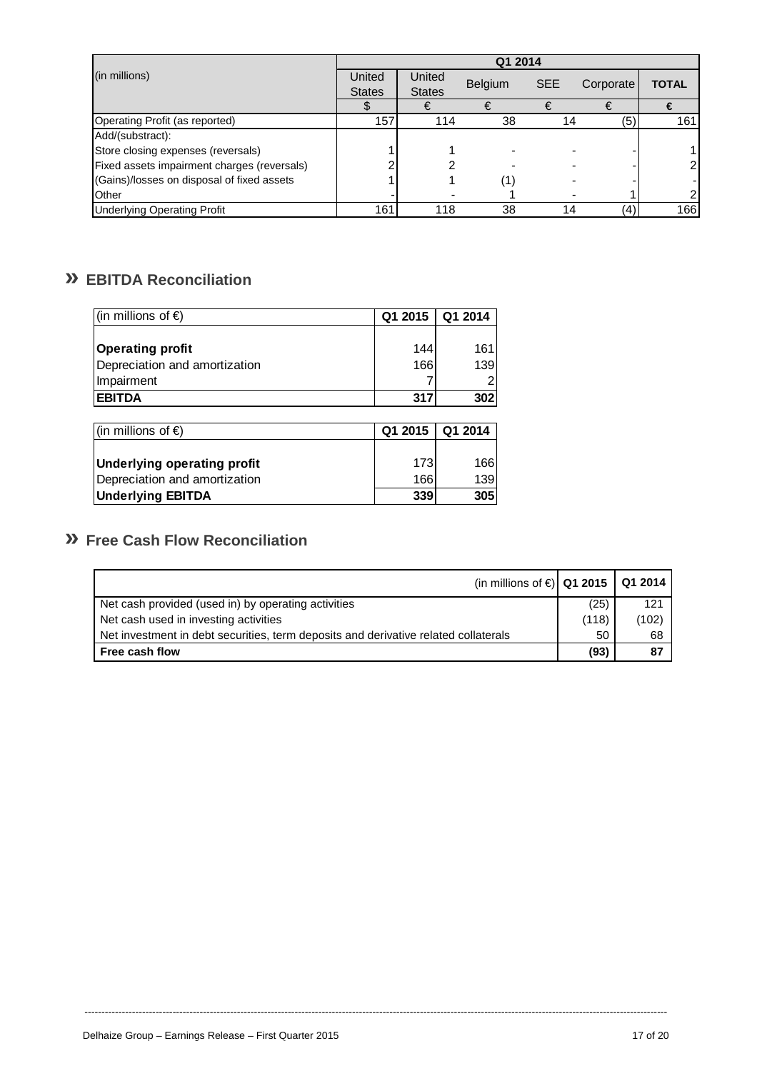| (in millions) | Q1 2014 | | | | | |
|---|---|---|---|---|---|---|
| | United States | United States | Belgium | SEE | Corporate | TOTAL |
| | $ | € | € | € | € | € |
| Operating Profit (as reported) | 157 | 114 | 38 | 14 | (5) | 161 |
| Add/(substract): | | | | | | |
| Store closing expenses (reversals) | 1 | 1 | - | - | - | 1 |
| Fixed assets impairment charges (reversals) | 2 | 2 | - | - | - | 2 |
| (Gains)/losses on disposal of fixed assets | 1 | 1 | (1) | - | - | - |
| Other | - | - | 1 | - | 1 | 2 |
| Underlying Operating Profit | 161 | 118 | 38 | 14 | (4) | 166 |

## » EBITDA Reconciliation

| (in millions of €) | Q1 2015 | Q1 2014 |
|---|---|---|
| **Operating profit** | 144 | 161 |
| Depreciation and amortization | 166 | 139 |
| Impairment | 7 | 2 |
| **EBITDA** | **317** | **302** |

| (in millions of €) | Q1 2015 | Q1 2014 |
|---|---|---|
| **Underlying operating profit** | 173 | 166 |
| Depreciation and amortization | 166 | 139 |
| **Underlying EBITDA** | **339** | **305** |

## » Free Cash Flow Reconciliation

| (in millions of €) | Q1 2015 | Q1 2014 |
|---|---|---|
| Net cash provided (used in) by operating activities | (25) | 121 |
| Net cash used in investing activities | (118) | (102) |
| Net investment in debt securities, term deposits and derivative related collaterals | 50 | 68 |
| **Free cash flow** | **(93)** | **87** |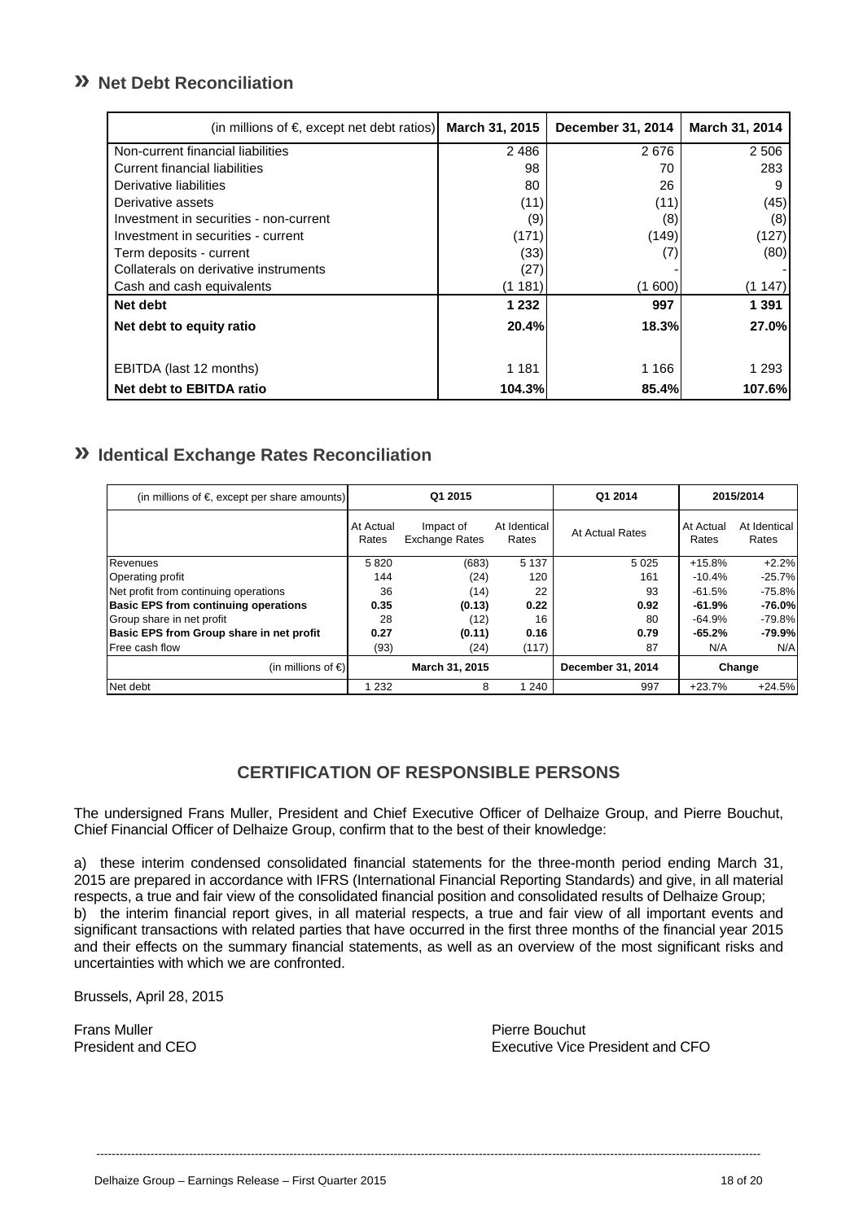## » Net Debt Reconciliation

| (in millions of €, except net debt ratios) | March 31, 2015 | December 31, 2014 | March 31, 2014 |
|---|---|---|---|
| Non-current financial liabilities | 2 486 | 2 676 | 2 506 |
| Current financial liabilities | 98 | 70 | 283 |
| Derivative liabilities | 80 | 26 | 9 |
| Derivative assets | (11) | (11) | (45) |
| Investment in securities - non-current | (9) | (8) | (8) |
| Investment in securities - current | (171) | (149) | (127) |
| Term deposits - current | (33) | (7) | (80) |
| Collaterals on derivative instruments | (27) | - | - |
| Cash and cash equivalents | (1 181) | (1 600) | (1 147) |
| **Net debt** | **1 232** | **997** | **1 391** |
| **Net debt to equity ratio** | **20.4%** | **18.3%** | **27.0%** |
| | | | |
| EBITDA (last 12 months) | 1 181 | 1 166 | 1 293 |
| **Net debt to EBITDA ratio** | **104.3%** | **85.4%** | **107.6%** |

## » Identical Exchange Rates Reconciliation

| (in millions of €, except per share amounts) | Q1 2015 | | | Q1 2014 | 2015/2014 | |
|---|---|---|---|---|---|---|
| | At Actual Rates | Impact of Exchange Rates | At Identical Rates | At Actual Rates | At Actual Rates | At Identical Rates |
| Revenues | 5 820 | (683) | 5 137 | 5 025 | +15.8% | +2.2% |
| Operating profit | 144 | (24) | 120 | 161 | -10.4% | -25.7% |
| Net profit from continuing operations | 36 | (14) | 22 | 93 | -61.5% | -75.8% |
| **Basic EPS from continuing operations** | **0.35** | **(0.13)** | **0.22** | **0.92** | **-61.9%** | **-76.0%** |
| Group share in net profit | 28 | (12) | 16 | 80 | -64.9% | -79.8% |
| **Basic EPS from Group share in net profit** | **0.27** | **(0.11)** | **0.16** | **0.79** | **-65.2%** | **-79.9%** |
| Free cash flow | (93) | (24) | (117) | 87 | N/A | N/A |
| (in millions of €) | March 31, 2015 | | | December 31, 2014 | Change | |
| Net debt | 1 232 | 8 | 1 240 | 997 | +23.7% | +24.5% |

## CERTIFICATION OF RESPONSIBLE PERSONS

The undersigned Frans Muller, President and Chief Executive Officer of Delhaize Group, and Pierre Bouchut, Chief Financial Officer of Delhaize Group, confirm that to the best of their knowledge:

a) these interim condensed consolidated financial statements for the three-month period ending March 31, 2015 are prepared in accordance with IFRS (International Financial Reporting Standards) and give, in all material respects, a true and fair view of the consolidated financial position and consolidated results of Delhaize Group;
b) the interim financial report gives, in all material respects, a true and fair view of all important events and significant transactions with related parties that have occurred in the first three months of the financial year 2015 and their effects on the summary financial statements, as well as an overview of the most significant risks and uncertainties with which we are confronted.

Brussels, April 28, 2015

Frans Muller
President and CEO

Pierre Bouchut
Executive Vice President and CFO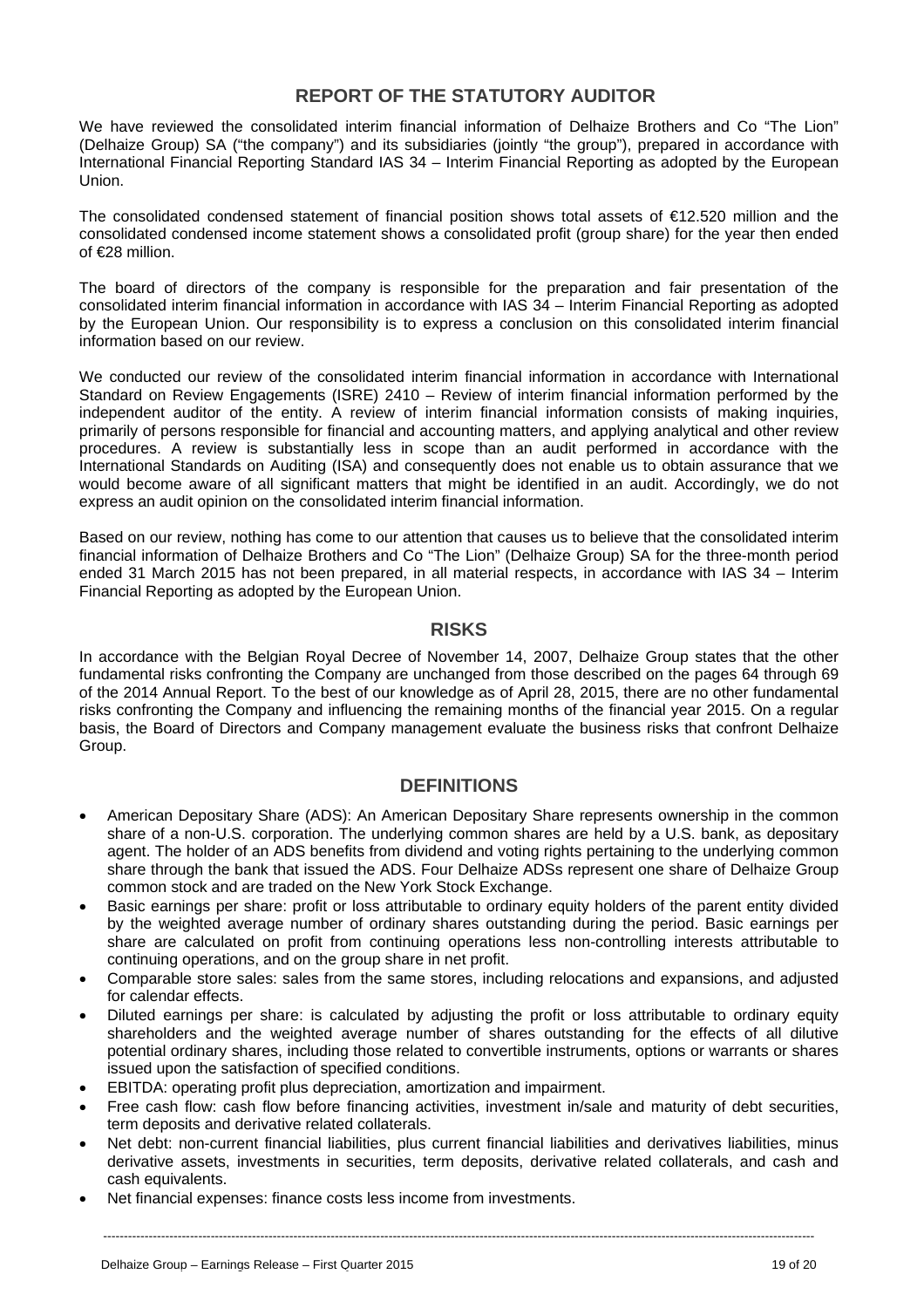## REPORT OF THE STATUTORY AUDITOR

We have reviewed the consolidated interim financial information of Delhaize Brothers and Co "The Lion" (Delhaize Group) SA ("the company") and its subsidiaries (jointly "the group"), prepared in accordance with International Financial Reporting Standard IAS 34 – Interim Financial Reporting as adopted by the European Union.

The consolidated condensed statement of financial position shows total assets of €12.520 million and the consolidated condensed income statement shows a consolidated profit (group share) for the year then ended of €28 million.

The board of directors of the company is responsible for the preparation and fair presentation of the consolidated interim financial information in accordance with IAS 34 – Interim Financial Reporting as adopted by the European Union. Our responsibility is to express a conclusion on this consolidated interim financial information based on our review.

We conducted our review of the consolidated interim financial information in accordance with International Standard on Review Engagements (ISRE) 2410 – Review of interim financial information performed by the independent auditor of the entity. A review of interim financial information consists of making inquiries, primarily of persons responsible for financial and accounting matters, and applying analytical and other review procedures. A review is substantially less in scope than an audit performed in accordance with the International Standards on Auditing (ISA) and consequently does not enable us to obtain assurance that we would become aware of all significant matters that might be identified in an audit. Accordingly, we do not express an audit opinion on the consolidated interim financial information.

Based on our review, nothing has come to our attention that causes us to believe that the consolidated interim financial information of Delhaize Brothers and Co "The Lion" (Delhaize Group) SA for the three-month period ended 31 March 2015 has not been prepared, in all material respects, in accordance with IAS 34 – Interim Financial Reporting as adopted by the European Union.

## RISKS

In accordance with the Belgian Royal Decree of November 14, 2007, Delhaize Group states that the other fundamental risks confronting the Company are unchanged from those described on the pages 64 through 69 of the 2014 Annual Report. To the best of our knowledge as of April 28, 2015, there are no other fundamental risks confronting the Company and influencing the remaining months of the financial year 2015. On a regular basis, the Board of Directors and Company management evaluate the business risks that confront Delhaize Group.

## DEFINITIONS

- American Depositary Share (ADS): An American Depositary Share represents ownership in the common share of a non-U.S. corporation. The underlying common shares are held by a U.S. bank, as depositary agent. The holder of an ADS benefits from dividend and voting rights pertaining to the underlying common share through the bank that issued the ADS. Four Delhaize ADSs represent one share of Delhaize Group common stock and are traded on the New York Stock Exchange.
- Basic earnings per share: profit or loss attributable to ordinary equity holders of the parent entity divided by the weighted average number of ordinary shares outstanding during the period. Basic earnings per share are calculated on profit from continuing operations less non-controlling interests attributable to continuing operations, and on the group share in net profit.
- Comparable store sales: sales from the same stores, including relocations and expansions, and adjusted for calendar effects.
- Diluted earnings per share: is calculated by adjusting the profit or loss attributable to ordinary equity shareholders and the weighted average number of shares outstanding for the effects of all dilutive potential ordinary shares, including those related to convertible instruments, options or warrants or shares issued upon the satisfaction of specified conditions.
- EBITDA: operating profit plus depreciation, amortization and impairment.
- Free cash flow: cash flow before financing activities, investment in/sale and maturity of debt securities, term deposits and derivative related collaterals.
- Net debt: non-current financial liabilities, plus current financial liabilities and derivatives liabilities, minus derivative assets, investments in securities, term deposits, derivative related collaterals, and cash and cash equivalents.
- Net financial expenses: finance costs less income from investments.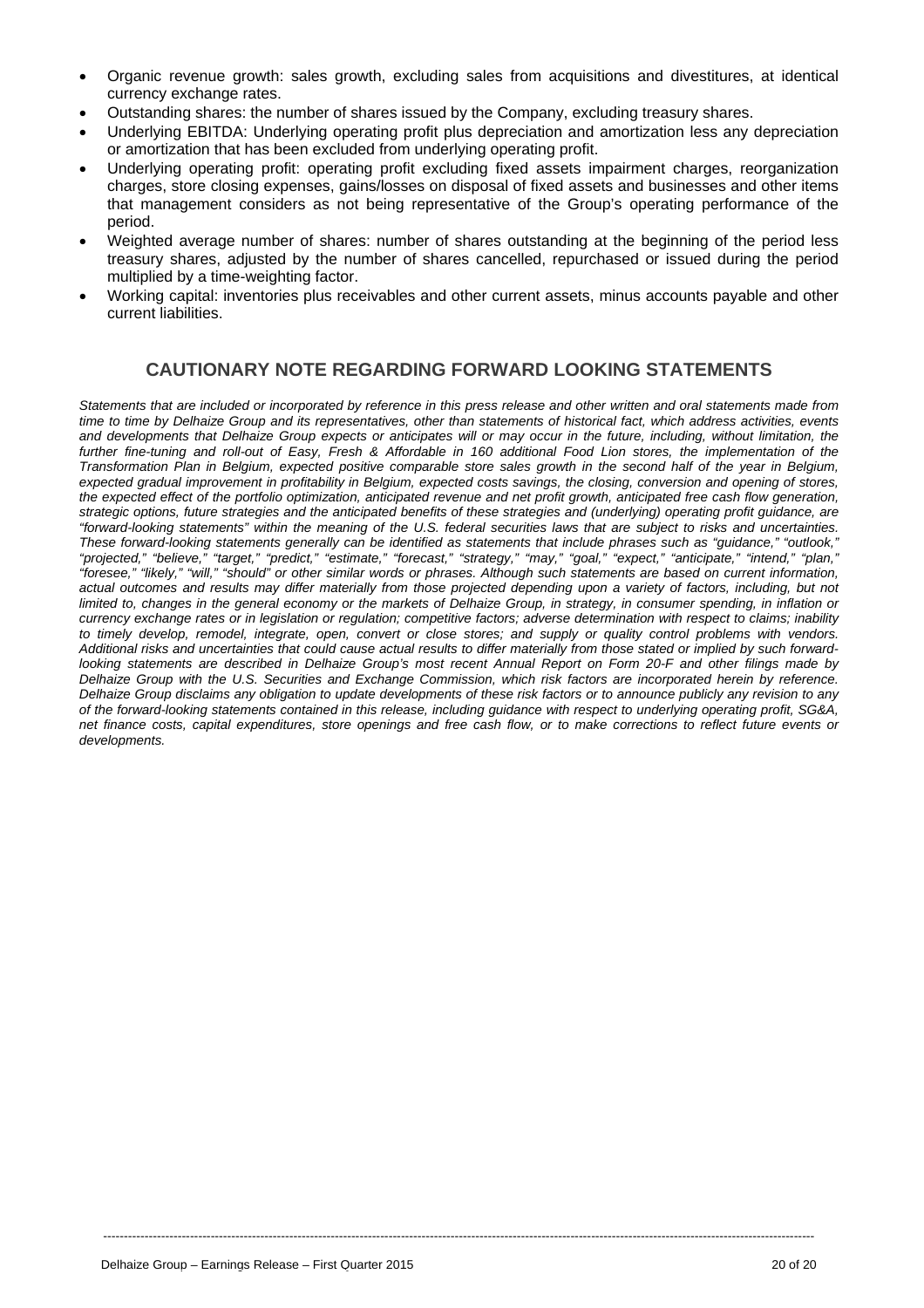- Organic revenue growth: sales growth, excluding sales from acquisitions and divestitures, at identical currency exchange rates.
- Outstanding shares: the number of shares issued by the Company, excluding treasury shares.
- Underlying EBITDA: Underlying operating profit plus depreciation and amortization less any depreciation or amortization that has been excluded from underlying operating profit.
- Underlying operating profit: operating profit excluding fixed assets impairment charges, reorganization charges, store closing expenses, gains/losses on disposal of fixed assets and businesses and other items that management considers as not being representative of the Group's operating performance of the period.
- Weighted average number of shares: number of shares outstanding at the beginning of the period less treasury shares, adjusted by the number of shares cancelled, repurchased or issued during the period multiplied by a time-weighting factor.
- Working capital: inventories plus receivables and other current assets, minus accounts payable and other current liabilities.

## CAUTIONARY NOTE REGARDING FORWARD LOOKING STATEMENTS

*Statements that are included or incorporated by reference in this press release and other written and oral statements made from time to time by Delhaize Group and its representatives, other than statements of historical fact, which address activities, events and developments that Delhaize Group expects or anticipates will or may occur in the future, including, without limitation, the further fine-tuning and roll-out of Easy, Fresh & Affordable in 160 additional Food Lion stores, the implementation of the Transformation Plan in Belgium, expected positive comparable store sales growth in the second half of the year in Belgium, expected gradual improvement in profitability in Belgium, expected costs savings, the closing, conversion and opening of stores, the expected effect of the portfolio optimization, anticipated revenue and net profit growth, anticipated free cash flow generation, strategic options, future strategies and the anticipated benefits of these strategies and (underlying) operating profit guidance, are "forward-looking statements" within the meaning of the U.S. federal securities laws that are subject to risks and uncertainties. These forward-looking statements generally can be identified as statements that include phrases such as "guidance," "outlook," "projected," "believe," "target," "predict," "estimate," "forecast," "strategy," "may," "goal," "expect," "anticipate," "intend," "plan," "foresee," "likely," "will," "should" or other similar words or phrases. Although such statements are based on current information, actual outcomes and results may differ materially from those projected depending upon a variety of factors, including, but not limited to, changes in the general economy or the markets of Delhaize Group, in strategy, in consumer spending, in inflation or currency exchange rates or in legislation or regulation; competitive factors; adverse determination with respect to claims; inability to timely develop, remodel, integrate, open, convert or close stores; and supply or quality control problems with vendors. Additional risks and uncertainties that could cause actual results to differ materially from those stated or implied by such forward-looking statements are described in Delhaize Group's most recent Annual Report on Form 20-F and other filings made by Delhaize Group with the U.S. Securities and Exchange Commission, which risk factors are incorporated herein by reference. Delhaize Group disclaims any obligation to update developments of these risk factors or to announce publicly any revision to any of the forward-looking statements contained in this release, including guidance with respect to underlying operating profit, SG&A, net finance costs, capital expenditures, store openings and free cash flow, or to make corrections to reflect future events or developments.*